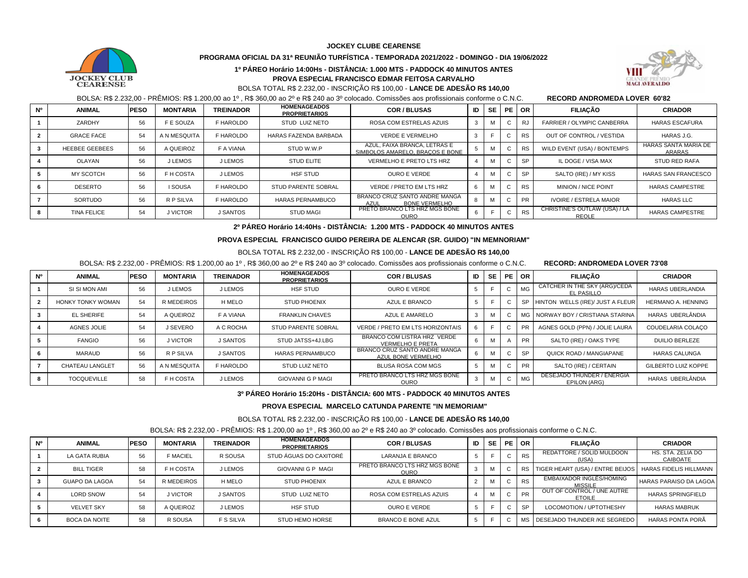# JOCKEY CLUBE CEARENSE

**PROGRAMA OFICIAL DA 31ª REUNIÃO TURFÍSTICA - TEMPORADA 2021/2022 - DOMINGO - DIA 19/06/2022**

**1º PÁREO Horário 14:00Hs - DISTÂNCIA: 1.000 MTS - PADDOCK 40 MINUTOS ANTES**

**PROVA ESPECIAL FRANCISCO EDMAR FEITOSA CARVALHO**

BOLSA TOTAL R$ 2.232,00 - INSCRIÇÃO R$ 100,00 - **LANCE DE ADESÃO R$ 140,00**

BOLSA: R$ 2.232,00 - PRÊMIOS: R$ 1.200,00 ao 1º , R$ 360,00 ao 2º e R$ 240 ao 3º colocado. Comissões aos profissionais conforme o C.N.C. **RECORD ANDROMEDA LOVER 60'82**

| Nº | ANIMAL | PESO | MONTARIA | TREINADOR | HOMENAGEADOS PROPRIETARIOS | COR / BLUSAS | ID | SE | PE | OR | FILIAÇÃO | CRIADOR |
|---|---|---|---|---|---|---|---|---|---|---|---|---|
| 1 | ZARDHY | 56 | F E SOUZA | F HAROLDO | STUD LUIZ NETO | ROSA COM ESTRELAS AZUIS | 3 | M | C | RJ | FARRIER / OLYMPIC CANBERRA | HARAS ESCAFURA |
| 2 | GRACE FACE | 54 | A N MESQUITA | F HAROLDO | HARAS FAZENDA BARBADA | VERDE E VERMELHO | 3 | F | C | RS | OUT OF CONTROL / VESTIDA | HARAS J.G. |
| 3 | HEEBEE GEEBEES | 56 | A QUEIROZ | F A VIANA | STUD W.W.P | AZUL, FAIXA BRANCA, LETRAS E SIMBOLOS AMARELO, BRAÇOS E BONE | 5 | M | C | RS | WILD EVENT (USA) / BONTEMPS | HARAS SANTA MARIA DE ARARAS |
| 4 | OLAYAN | 56 | J LEMOS | J LEMOS | STUD ELITE | VERMELHO E PRETO LTS HRZ | 4 | M | C | SP | IL DOGE / VISA MAX | STUD RED RAFA |
| 5 | MY SCOTCH | 56 | F H COSTA | J LEMOS | HSF STUD | OURO E VERDE | 4 | M | C | SP | SALTO (IRE) / MY KISS | HARAS SAN FRANCESCO |
| 6 | DESERTO | 56 | I SOUSA | F HAROLDO | STUD PARENTE SOBRAL | VERDE / PRETO EM LTS HRZ | 6 | M | C | RS | MINION / NICE POINT | HARAS CAMPESTRE |
| 7 | SORTUDO | 56 | R P SILVA | F HAROLDO | HARAS PERNAMBUCO | BRANCO CRUZ SANTO ANDRE MANGA AZUL BONE VERMELHO | 8 | M | C | PR | IVOIRE / ESTRELA MAIOR | HARAS LLC |
| 8 | TINA FELICE | 54 | J VICTOR | J SANTOS | STUD MAGI | PRETO BRANCO LTS HRZ MGS BONE OURO | 6 | F | C | RS | CHRISTINE'S OUTLAW (USA) / LA REOLE | HARAS CAMPESTRE |

**2º PÁREO Horário 14:40Hs - DISTÂNCIA: 1.200 MTS - PADDOCK 40 MINUTOS ANTES**

**PROVA ESPECIAL FRANCISCO GUIDO PEREIRA DE ALENCAR (SR. GUIDO) "IN MEMNORIAM"**

BOLSA TOTAL R$ 2.232,00 - INSCRIÇÃO R$ 100,00 - **LANCE DE ADESÃO R$ 140,00**

BOLSA: R$ 2.232,00 - PRÊMIOS: R$ 1.200,00 ao 1º , R$ 360,00 ao 2º e R$ 240 ao 3º colocado. Comissões aos profissionais conforme o C.N.C. **RECORD: ANDROMEDA LOVER 73'08**

| Nº | ANIMAL | PESO | MONTARIA | TREINADOR | HOMENAGEADOS PROPRIETARIOS | COR / BLUSAS | ID | SE | PE | OR | FILIAÇÃO | CRIADOR |
|---|---|---|---|---|---|---|---|---|---|---|---|---|
| 1 | SI SI MON AMI | 56 | J LEMOS | J LEMOS | HSF STUD | OURO E VERDE | 5 | F | C | MG | CATCHER IN THE SKY (ARG)/CEDA EL PASILLO | HARAS UBERLANDIA |
| 2 | HONKY TONKY WOMAN | 54 | R MEDEIROS | H MELO | STUD PHOENIX | AZUL E BRANCO | 5 | F | C | SP | HINTON WELLS (IRE)/ JUST A FLEUR | HERMANO A. HENNING |
| 3 | EL SHERIFE | 54 | A QUEIROZ | F A VIANA | FRANKLIN CHAVES | AZUL E AMARELO | 3 | M | C | MG | NORWAY BOY / CRISTIANA STARINA | HARAS UBERLÂNDIA |
| 4 | AGNES JOLIE | 54 | J SEVERO | A C ROCHA | STUD PARENTE SOBRAL | VERDE / PRETO EM LTS HORIZONTAIS | 6 | F | C | PR | AGNES GOLD (PPN) / JOLIE LAURA | COUDELARIA COLAÇO |
| 5 | FANGIO | 56 | J VICTOR | J SANTOS | STUD JATSS+4J.LBG | BRANCO COM LISTRA HRZ VERDE VERMELHO E PRETA | 6 | M | A | PR | SALTO (IRE) / OAKS TYPE | DUILIO BERLEZE |
| 6 | MARAUD | 56 | R P SILVA | J SANTOS | HARAS PERNAMBUCO | BRANCO CRUZ SANTO ANDRE MANGA AZUL BONE VERMELHO | 6 | M | C | SP | QUICK ROAD / MANGIAPANE | HARAS CALUNGA |
| 7 | CHATEAU LANGLET | 56 | A N MESQUITA | F HAROLDO | STUD LUIZ NETO | BLUSA ROSA COM MGS | 5 | M | C | PR | SALTO (IRE) / CERTAIN | GILBERTO LUIZ KOPPE |
| 8 | TOCQUEVILLE | 58 | F H COSTA | J LEMOS | GIOVANNI G P MAGI | PRETO BRANCO LTS HRZ MGS BONE OURO | 3 | M | C | MG | DESEJADO THUNDER / ENERGIA EPILON (ARG) | HARAS UBERLÂNDIA |

**3º PÁREO Horário 15:20Hs - DISTÂNCIA: 600 MTS - PADDOCK 40 MINUTOS ANTES**

**PROVA ESPECIAL MARCELO CATUNDA PARENTE "IN MEMORIAM"**

BOLSA TOTAL R$ 2.232,00 - INSCRIÇÃO R$ 100,00 - **LANCE DE ADESÃO R$ 140,00**

BOLSA: R$ 2.232,00 - PRÊMIOS: R$ 1.200,00 ao 1º , R$ 360,00 ao 2º e R$ 240 ao 3º colocado. Comissões aos profissionais conforme o C.N.C.

| Nº | ANIMAL | PESO | MONTARIA | TREINADOR | HOMENAGEADOS PROPRIETARIOS | COR / BLUSAS | ID | SE | PE | OR | FILIAÇÃO | CRIADOR |
|---|---|---|---|---|---|---|---|---|---|---|---|---|
| 1 | LA GATA RUBIA | 56 | F MACIEL | R SOUSA | STUD ÁGUAS DO CAXITORÉ | LARANJA E BRANCO | 5 | F | C | RS | REDATTORE / SOLID MULDOON (USA) | HS. STA. ZELIA DO CAIBOATE |
| 2 | BILL TIGER | 58 | F H COSTA | J LEMOS | GIOVANNI G P MAGI | PRETO BRANCO LTS HRZ MGS BONE OURO | 3 | M | C | RS | TIGER HEART (USA) / ENTRE BEIJOS | HARAS FIDELIS HILLMANN |
| 3 | GUAPO DA LAGOA | 54 | R MEDEIROS | H MELO | STUD PHOENIX | AZUL E BRANCO | 2 | M | C | RS | EMBAIXADOR INGLÊS/HOMING MISSILE | HARAS PARAISO DA LAGOA |
| 4 | LORD SNOW | 54 | J VICTOR | J SANTOS | STUD LUIZ NETO | ROSA COM ESTRELAS AZUIS | 4 | M | C | PR | OUT OF CONTROL / UNE AUTRE ETOILE | HARAS SPRINGFIELD |
| 5 | VELVET SKY | 58 | A QUEIROZ | J LEMOS | HSF STUD | OURO E VERDE | 5 | F | C | SP | LOCOMOTION / UPTOTHESHY | HARAS MABRUK |
| 6 | BOCA DA NOITE | 58 | R SOUSA | F S SILVA | STUD HEMO HORSE | BRANCO E BONE AZUL | 5 | F | C | MS | DESEJADO THUNDER /KE SEGREDO | HARAS PONTA PORÃ |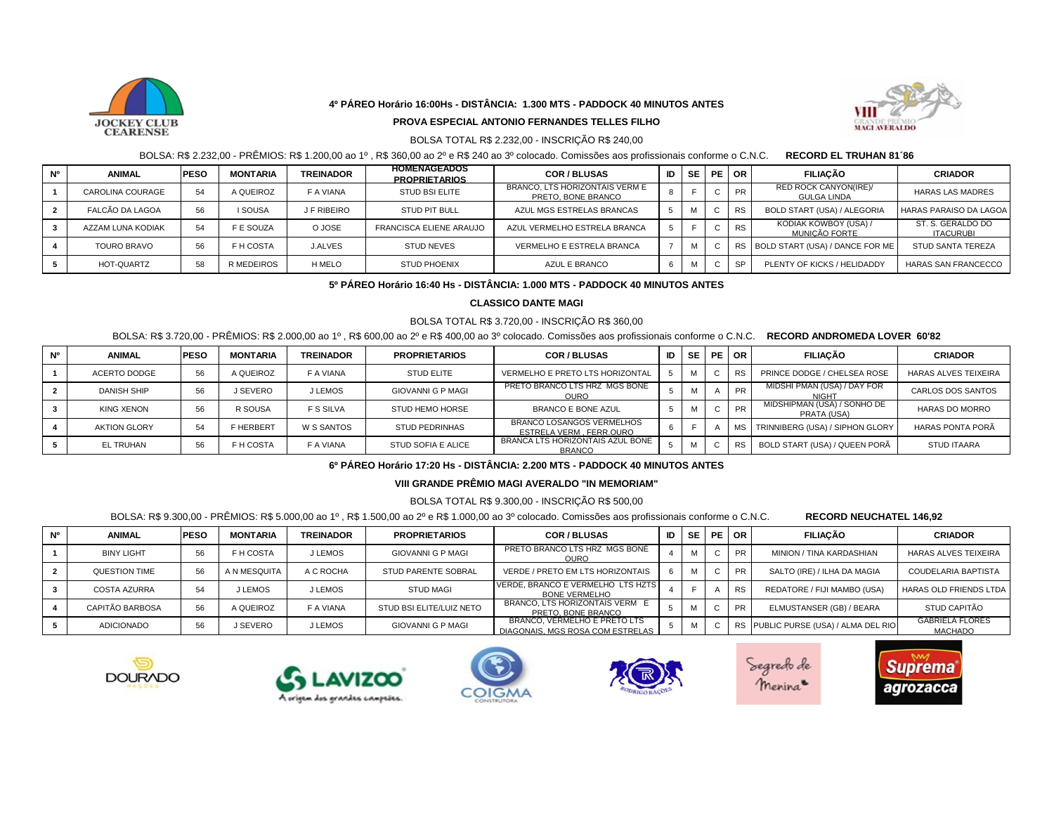### 4º PÁREO Horário 16:00Hs - DISTÂNCIA: 1.300 MTS - PADDOCK 40 MINUTOS ANTES

**PROVA ESPECIAL ANTONIO FERNANDES TELLES FILHO**

BOLSA TOTAL R$ 2.232,00 - INSCRIÇÃO R$ 240,00

BOLSA: R$ 2.232,00 - PRÊMIOS: R$ 1.200,00 ao 1º , R$ 360,00 ao 2º e R$ 240 ao 3º colocado. Comissões aos profissionais conforme o C.N.C. **RECORD EL TRUHAN 81´86**

| Nº | ANIMAL | PESO | MONTARIA | TREINADOR | HOMENAGEADOS PROPRIETARIOS | COR / BLUSAS | ID | SE | PE | OR | FILIAÇÃO | CRIADOR |
|---|---|---|---|---|---|---|---|---|---|---|---|---|
| 1 | CAROLINA COURAGE | 54 | A QUEIROZ | F A VIANA | STUD BSI ELITE | BRANCO, LTS HORIZONTAIS VERM E PRETO, BONE BRANCO | 8 | F | C | PR | RED ROCK CANYON(IRE)/ GULGA LINDA | HARAS LAS MADRES |
| 2 | FALCÃO DA LAGOA | 56 | I SOUSA | J F RIBEIRO | STUD PIT BULL | AZUL MGS ESTRELAS BRANCAS | 5 | M | C | RS | BOLD START (USA) / ALEGORIA | HARAS PARAISO DA LAGOA |
| 3 | AZZAM LUNA KODIAK | 54 | F E SOUZA | O JOSE | FRANCISCA ELIENE ARAUJO | AZUL VERMELHO ESTRELA BRANCA | 5 | F | C | RS | KODIAK KOWBOY (USA) / MUNIÇÃO FORTE | ST. S. GERALDO DO ITACURUBI |
| 4 | TOURO BRAVO | 56 | F H COSTA | J.ALVES | STUD NEVES | VERMELHO E ESTRELA BRANCA | 7 | M | C | RS | BOLD START (USA) / DANCE FOR ME | STUD SANTA TEREZA |
| 5 | HOT-QUARTZ | 58 | R MEDEIROS | H MELO | STUD PHOENIX | AZUL E BRANCO | 6 | M | C | SP | PLENTY OF KICKS / HELIDADDY | HARAS SAN FRANCECCO |

### 5º PÁREO Horário 16:40 Hs - DISTÂNCIA: 1.000 MTS - PADDOCK 40 MINUTOS ANTES

**CLASSICO DANTE MAGI**

BOLSA TOTAL R$ 3.720,00 - INSCRIÇÃO R$ 360,00

BOLSA: R$ 3.720,00 - PRÊMIOS: R$ 2.000,00 ao 1º , R$ 600,00 ao 2º e R$ 400,00 ao 3º colocado. Comissões aos profissionais conforme o C.N.C. **RECORD ANDROMEDA LOVER 60'82**

| Nº | ANIMAL | PESO | MONTARIA | TREINADOR | PROPRIETARIOS | COR / BLUSAS | ID | SE | PE | OR | FILIAÇÃO | CRIADOR |
|---|---|---|---|---|---|---|---|---|---|---|---|---|
| 1 | ACERTO DODGE | 56 | A QUEIROZ | F A VIANA | STUD ELITE | VERMELHO E PRETO LTS HORIZONTAL | 5 | M | C | RS | PRINCE DODGE / CHELSEA ROSE | HARAS ALVES TEIXEIRA |
| 2 | DANISH SHIP | 56 | J SEVERO | J LEMOS | GIOVANNI G P MAGI | PRETO BRANCO LTS HRZ MGS BONE OURO | 5 | M | A | PR | MIDSHI PMAN (USA) / DAY FOR NIGHT | CARLOS DOS SANTOS |
| 3 | KING XENON | 56 | R SOUSA | F S SILVA | STUD HEMO HORSE | BRANCO E BONE AZUL | 5 | M | C | PR | MIDSHIPMAN (USA) / SONHO DE PRATA (USA) | HARAS DO MORRO |
| 4 | AKTION GLORY | 54 | F HERBERT | W S SANTOS | STUD PEDRINHAS | BRANCO LOSANGOS VERMELHOS ESTRELA VERM , FERR OURO | 6 | F | A | MS | TRINNIBERG (USA) / SIPHON GLORY | HARAS PONTA PORÃ |
| 5 | EL TRUHAN | 56 | F H COSTA | F A VIANA | STUD SOFIA E ALICE | BRANCA LTS HORIZONTAIS AZUL BONE BRANCO | 5 | M | C | RS | BOLD START (USA) / QUEEN PORÃ | STUD ITAARA |

### 6º PÁREO Horário 17:20 Hs - DISTÂNCIA: 2.200 MTS - PADDOCK 40 MINUTOS ANTES

**VIII GRANDE PRÊMIO MAGI AVERALDO "IN MEMORIAM"**

BOLSA TOTAL R$ 9.300,00 - INSCRIÇÃO R$ 500,00

BOLSA: R$ 9.300,00 - PRÊMIOS: R$ 5.000,00 ao 1º , R$ 1.500,00 ao 2º e R$ 1.000,00 ao 3º colocado. Comissões aos profissionais conforme o C.N.C. **RECORD NEUCHATEL 146,92**

| Nº | ANIMAL | PESO | MONTARIA | TREINADOR | PROPRIETARIOS | COR / BLUSAS | ID | SE | PE | OR | FILIAÇÃO | CRIADOR |
|---|---|---|---|---|---|---|---|---|---|---|---|---|
| 1 | BINY LIGHT | 56 | F H COSTA | J LEMOS | GIOVANNI G P MAGI | PRETO BRANCO LTS HRZ MGS BONE OURO | 4 | M | C | PR | MINION / TINA KARDASHIAN | HARAS ALVES TEIXEIRA |
| 2 | QUESTION TIME | 56 | A N MESQUITA | A C ROCHA | STUD PARENTE SOBRAL | VERDE / PRETO EM LTS HORIZONTAIS | 6 | M | C | PR | SALTO (IRE) / ILHA DA MAGIA | COUDELARIA BAPTISTA |
| 3 | COSTA AZURRA | 54 | J LEMOS | J LEMOS | STUD MAGI | VERDE, BRANCO E VERMELHO LTS HZTS BONE VERMELHO | 4 | F | A | RS | REDATORE / FIJI MAMBO (USA) | HARAS OLD FRIENDS LTDA |
| 4 | CAPITÃO BARBOSA | 56 | A QUEIROZ | F A VIANA | STUD BSI ELITE/LUIZ NETO | BRANCO, LTS HORIZONTAIS VERM E PRETO, BONE BRANCO | 5 | M | C | PR | ELMUSTANSER (GB) / BEARA | STUD CAPITÃO |
| 5 | ADICIONADO | 56 | J SEVERO | J LEMOS | GIOVANNI G P MAGI | BRANCO, VERMELHO E PRETO LTS DIAGONAIS, MGS ROSA COM ESTRELAS | 5 | M | C | RS | PUBLIC PURSE (USA) / ALMA DEL RIO | GABRIELA FLORES MACHADO |